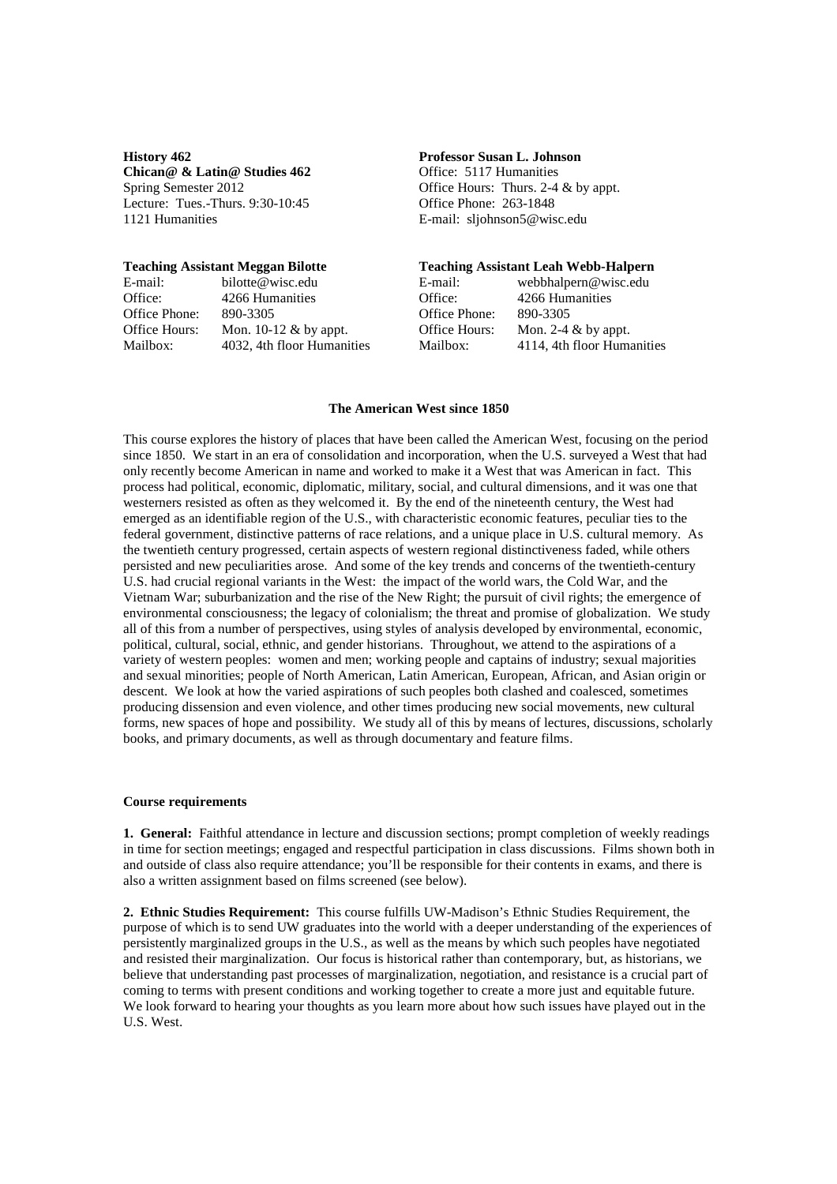**History 462**
**Chican@ & Latin@ Studies 462**
Spring Semester 2012
Lecture: Tues.-Thurs. 9:30-10:45
1121 Humanities

**Professor Susan L. Johnson**
Office: 5117 Humanities
Office Hours: Thurs. 2-4 & by appt.
Office Phone: 263-1848
E-mail: sljohnson5@wisc.edu

**Teaching Assistant Meggan Bilotte**
E-mail: bilotte@wisc.edu
Office: 4266 Humanities
Office Phone: 890-3305
Office Hours: Mon. 10-12 & by appt.
Mailbox: 4032, 4th floor Humanities

**Teaching Assistant Leah Webb-Halpern**
E-mail: webbhalpern@wisc.edu
Office: 4266 Humanities
Office Phone: 890-3305
Office Hours: Mon. 2-4 & by appt.
Mailbox: 4114, 4th floor Humanities

## The American West since 1850

This course explores the history of places that have been called the American West, focusing on the period since 1850. We start in an era of consolidation and incorporation, when the U.S. surveyed a West that had only recently become American in name and worked to make it a West that was American in fact. This process had political, economic, diplomatic, military, social, and cultural dimensions, and it was one that westerners resisted as often as they welcomed it. By the end of the nineteenth century, the West had emerged as an identifiable region of the U.S., with characteristic economic features, peculiar ties to the federal government, distinctive patterns of race relations, and a unique place in U.S. cultural memory. As the twentieth century progressed, certain aspects of western regional distinctiveness faded, while others persisted and new peculiarities arose. And some of the key trends and concerns of the twentieth-century U.S. had crucial regional variants in the West: the impact of the world wars, the Cold War, and the Vietnam War; suburbanization and the rise of the New Right; the pursuit of civil rights; the emergence of environmental consciousness; the legacy of colonialism; the threat and promise of globalization. We study all of this from a number of perspectives, using styles of analysis developed by environmental, economic, political, cultural, social, ethnic, and gender historians. Throughout, we attend to the aspirations of a variety of western peoples: women and men; working people and captains of industry; sexual majorities and sexual minorities; people of North American, Latin American, European, African, and Asian origin or descent. We look at how the varied aspirations of such peoples both clashed and coalesced, sometimes producing dissension and even violence, and other times producing new social movements, new cultural forms, new spaces of hope and possibility. We study all of this by means of lectures, discussions, scholarly books, and primary documents, as well as through documentary and feature films.

### Course requirements

**1. General:** Faithful attendance in lecture and discussion sections; prompt completion of weekly readings in time for section meetings; engaged and respectful participation in class discussions. Films shown both in and outside of class also require attendance; you'll be responsible for their contents in exams, and there is also a written assignment based on films screened (see below).

**2. Ethnic Studies Requirement:** This course fulfills UW-Madison's Ethnic Studies Requirement, the purpose of which is to send UW graduates into the world with a deeper understanding of the experiences of persistently marginalized groups in the U.S., as well as the means by which such peoples have negotiated and resisted their marginalization. Our focus is historical rather than contemporary, but, as historians, we believe that understanding past processes of marginalization, negotiation, and resistance is a crucial part of coming to terms with present conditions and working together to create a more just and equitable future. We look forward to hearing your thoughts as you learn more about how such issues have played out in the U.S. West.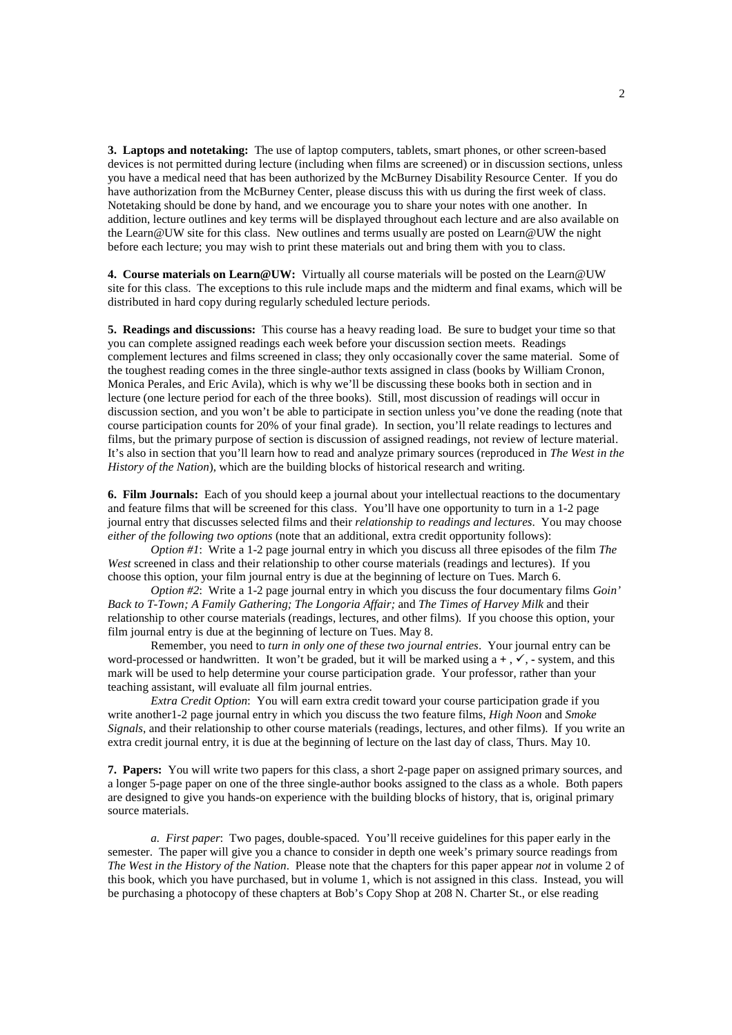**3. Laptops and notetaking:** The use of laptop computers, tablets, smart phones, or other screen-based devices is not permitted during lecture (including when films are screened) or in discussion sections, unless you have a medical need that has been authorized by the McBurney Disability Resource Center. If you do have authorization from the McBurney Center, please discuss this with us during the first week of class. Notetaking should be done by hand, and we encourage you to share your notes with one another. In addition, lecture outlines and key terms will be displayed throughout each lecture and are also available on the Learn@UW site for this class. New outlines and terms usually are posted on Learn@UW the night before each lecture; you may wish to print these materials out and bring them with you to class.

**4. Course materials on Learn@UW:** Virtually all course materials will be posted on the Learn@UW site for this class. The exceptions to this rule include maps and the midterm and final exams, which will be distributed in hard copy during regularly scheduled lecture periods.

**5. Readings and discussions:** This course has a heavy reading load. Be sure to budget your time so that you can complete assigned readings each week before your discussion section meets. Readings complement lectures and films screened in class; they only occasionally cover the same material. Some of the toughest reading comes in the three single-author texts assigned in class (books by William Cronon, Monica Perales, and Eric Avila), which is why we'll be discussing these books both in section and in lecture (one lecture period for each of the three books). Still, most discussion of readings will occur in discussion section, and you won't be able to participate in section unless you've done the reading (note that course participation counts for 20% of your final grade). In section, you'll relate readings to lectures and films, but the primary purpose of section is discussion of assigned readings, not review of lecture material. It's also in section that you'll learn how to read and analyze primary sources (reproduced in *The West in the History of the Nation*), which are the building blocks of historical research and writing.

**6. Film Journals:** Each of you should keep a journal about your intellectual reactions to the documentary and feature films that will be screened for this class. You'll have one opportunity to turn in a 1-2 page journal entry that discusses selected films and their *relationship to readings and lectures*. You may choose *either of the following two options* (note that an additional, extra credit opportunity follows):

*Option #1*: Write a 1-2 page journal entry in which you discuss all three episodes of the film *The West* screened in class and their relationship to other course materials (readings and lectures). If you choose this option, your film journal entry is due at the beginning of lecture on Tues. March 6.

*Option #2*: Write a 1-2 page journal entry in which you discuss the four documentary films *Goin' Back to T-Town; A Family Gathering; The Longoria Affair;* and *The Times of Harvey Milk* and their relationship to other course materials (readings, lectures, and other films). If you choose this option, your film journal entry is due at the beginning of lecture on Tues. May 8.

Remember, you need to *turn in only one of these two journal entries*. Your journal entry can be word-processed or handwritten. It won't be graded, but it will be marked using a + , ✓, - system, and this mark will be used to help determine your course participation grade. Your professor, rather than your teaching assistant, will evaluate all film journal entries.

*Extra Credit Option*: You will earn extra credit toward your course participation grade if you write another1-2 page journal entry in which you discuss the two feature films, *High Noon* and *Smoke Signals*, and their relationship to other course materials (readings, lectures, and other films). If you write an extra credit journal entry, it is due at the beginning of lecture on the last day of class, Thurs. May 10.

**7. Papers:** You will write two papers for this class, a short 2-page paper on assigned primary sources, and a longer 5-page paper on one of the three single-author books assigned to the class as a whole. Both papers are designed to give you hands-on experience with the building blocks of history, that is, original primary source materials.

*a. First paper*: Two pages, double-spaced. You'll receive guidelines for this paper early in the semester. The paper will give you a chance to consider in depth one week's primary source readings from *The West in the History of the Nation*. Please note that the chapters for this paper appear *not* in volume 2 of this book, which you have purchased, but in volume 1, which is not assigned in this class. Instead, you will be purchasing a photocopy of these chapters at Bob's Copy Shop at 208 N. Charter St., or else reading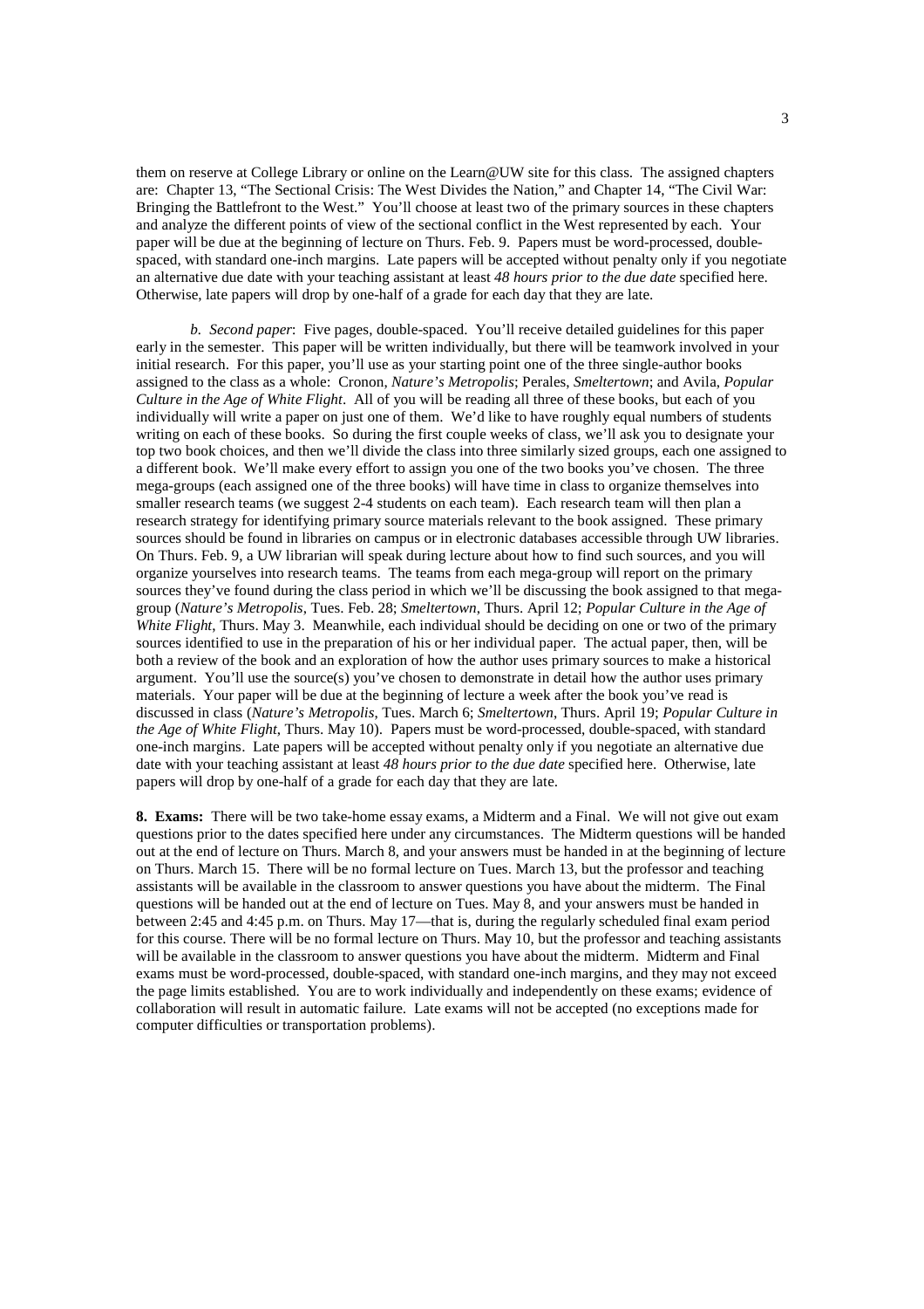them on reserve at College Library or online on the Learn@UW site for this class. The assigned chapters are: Chapter 13, "The Sectional Crisis: The West Divides the Nation," and Chapter 14, "The Civil War: Bringing the Battlefront to the West." You'll choose at least two of the primary sources in these chapters and analyze the different points of view of the sectional conflict in the West represented by each. Your paper will be due at the beginning of lecture on Thurs. Feb. 9. Papers must be word-processed, double-spaced, with standard one-inch margins. Late papers will be accepted without penalty only if you negotiate an alternative due date with your teaching assistant at least *48 hours prior to the due date* specified here. Otherwise, late papers will drop by one-half of a grade for each day that they are late.

*b. Second paper*: Five pages, double-spaced. You'll receive detailed guidelines for this paper early in the semester. This paper will be written individually, but there will be teamwork involved in your initial research. For this paper, you'll use as your starting point one of the three single-author books assigned to the class as a whole: Cronon, *Nature's Metropolis*; Perales, *Smeltertown*; and Avila, *Popular Culture in the Age of White Flight*. All of you will be reading all three of these books, but each of you individually will write a paper on just one of them. We'd like to have roughly equal numbers of students writing on each of these books. So during the first couple weeks of class, we'll ask you to designate your top two book choices, and then we'll divide the class into three similarly sized groups, each one assigned to a different book. We'll make every effort to assign you one of the two books you've chosen. The three mega-groups (each assigned one of the three books) will have time in class to organize themselves into smaller research teams (we suggest 2-4 students on each team). Each research team will then plan a research strategy for identifying primary source materials relevant to the book assigned. These primary sources should be found in libraries on campus or in electronic databases accessible through UW libraries. On Thurs. Feb. 9, a UW librarian will speak during lecture about how to find such sources, and you will organize yourselves into research teams. The teams from each mega-group will report on the primary sources they've found during the class period in which we'll be discussing the book assigned to that mega-group (*Nature's Metropolis*, Tues. Feb. 28; *Smeltertown*, Thurs. April 12; *Popular Culture in the Age of White Flight*, Thurs. May 3. Meanwhile, each individual should be deciding on one or two of the primary sources identified to use in the preparation of his or her individual paper. The actual paper, then, will be both a review of the book and an exploration of how the author uses primary sources to make a historical argument. You'll use the source(s) you've chosen to demonstrate in detail how the author uses primary materials. Your paper will be due at the beginning of lecture a week after the book you've read is discussed in class (*Nature's Metropolis*, Tues. March 6; *Smeltertown*, Thurs. April 19; *Popular Culture in the Age of White Flight*, Thurs. May 10). Papers must be word-processed, double-spaced, with standard one-inch margins. Late papers will be accepted without penalty only if you negotiate an alternative due date with your teaching assistant at least *48 hours prior to the due date* specified here. Otherwise, late papers will drop by one-half of a grade for each day that they are late.

**8. Exams:** There will be two take-home essay exams, a Midterm and a Final. We will not give out exam questions prior to the dates specified here under any circumstances. The Midterm questions will be handed out at the end of lecture on Thurs. March 8, and your answers must be handed in at the beginning of lecture on Thurs. March 15. There will be no formal lecture on Tues. March 13, but the professor and teaching assistants will be available in the classroom to answer questions you have about the midterm. The Final questions will be handed out at the end of lecture on Tues. May 8, and your answers must be handed in between 2:45 and 4:45 p.m. on Thurs. May 17—that is, during the regularly scheduled final exam period for this course. There will be no formal lecture on Thurs. May 10, but the professor and teaching assistants will be available in the classroom to answer questions you have about the midterm. Midterm and Final exams must be word-processed, double-spaced, with standard one-inch margins, and they may not exceed the page limits established. You are to work individually and independently on these exams; evidence of collaboration will result in automatic failure. Late exams will not be accepted (no exceptions made for computer difficulties or transportation problems).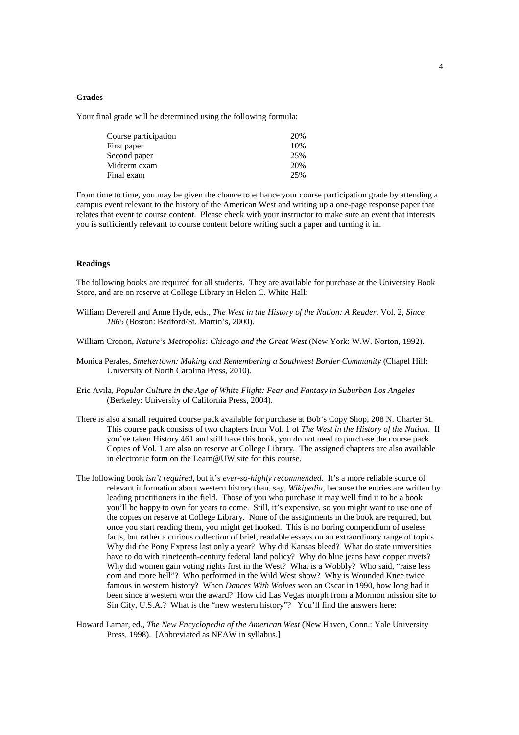### Grades

Your final grade will be determined using the following formula:

| | |
|---|---|
| Course participation | 20% |
| First paper | 10% |
| Second paper | 25% |
| Midterm exam | 20% |
| Final exam | 25% |

From time to time, you may be given the chance to enhance your course participation grade by attending a campus event relevant to the history of the American West and writing up a one-page response paper that relates that event to course content. Please check with your instructor to make sure an event that interests you is sufficiently relevant to course content before writing such a paper and turning it in.

### Readings

The following books are required for all students. They are available for purchase at the University Book Store, and are on reserve at College Library in Helen C. White Hall:

William Deverell and Anne Hyde, eds., *The West in the History of the Nation: A Reader*, Vol. 2, *Since 1865* (Boston: Bedford/St. Martin's, 2000).

William Cronon, *Nature's Metropolis: Chicago and the Great West* (New York: W.W. Norton, 1992).

Monica Perales, *Smeltertown: Making and Remembering a Southwest Border Community* (Chapel Hill: University of North Carolina Press, 2010).

Eric Avila, *Popular Culture in the Age of White Flight: Fear and Fantasy in Suburban Los Angeles* (Berkeley: University of California Press, 2004).

There is also a small required course pack available for purchase at Bob's Copy Shop, 208 N. Charter St. This course pack consists of two chapters from Vol. 1 of *The West in the History of the Nation*. If you've taken History 461 and still have this book, you do not need to purchase the course pack. Copies of Vol. 1 are also on reserve at College Library. The assigned chapters are also available in electronic form on the Learn@UW site for this course.

The following book *isn't required*, but it's *ever-so-highly recommended*. It's a more reliable source of relevant information about western history than, say, *Wikipedia*, because the entries are written by leading practitioners in the field. Those of you who purchase it may well find it to be a book you'll be happy to own for years to come. Still, it's expensive, so you might want to use one of the copies on reserve at College Library. None of the assignments in the book are required, but once you start reading them, you might get hooked. This is no boring compendium of useless facts, but rather a curious collection of brief, readable essays on an extraordinary range of topics. Why did the Pony Express last only a year? Why did Kansas bleed? What do state universities have to do with nineteenth-century federal land policy? Why do blue jeans have copper rivets? Why did women gain voting rights first in the West? What is a Wobbly? Who said, "raise less corn and more hell"? Who performed in the Wild West show? Why is Wounded Knee twice famous in western history? When *Dances With Wolves* won an Oscar in 1990, how long had it been since a western won the award? How did Las Vegas morph from a Mormon mission site to Sin City, U.S.A.? What is the "new western history"? You'll find the answers here:

Howard Lamar, ed., *The New Encyclopedia of the American West* (New Haven, Conn.: Yale University Press, 1998). [Abbreviated as NEAW in syllabus.]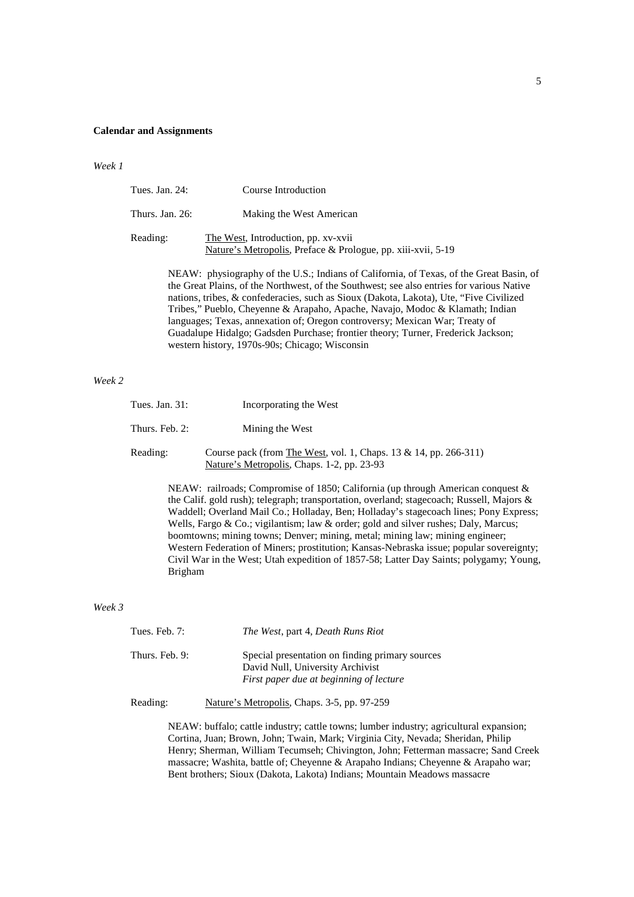**Calendar and Assignments**

*Week 1*

Tues. Jan. 24: Course Introduction

Thurs. Jan. 26: Making the West American

Reading: The West, Introduction, pp. xv-xvii
Nature's Metropolis, Preface & Prologue, pp. xiii-xvii, 5-19

NEAW: physiography of the U.S.; Indians of California, of Texas, of the Great Basin, of the Great Plains, of the Northwest, of the Southwest; see also entries for various Native nations, tribes, & confederacies, such as Sioux (Dakota, Lakota), Ute, "Five Civilized Tribes," Pueblo, Cheyenne & Arapaho, Apache, Navajo, Modoc & Klamath; Indian languages; Texas, annexation of; Oregon controversy; Mexican War; Treaty of Guadalupe Hidalgo; Gadsden Purchase; frontier theory; Turner, Frederick Jackson; western history, 1970s-90s; Chicago; Wisconsin

*Week 2*

Tues. Jan. 31: Incorporating the West

Thurs. Feb. 2: Mining the West

Reading: Course pack (from The West, vol. 1, Chaps. 13 & 14, pp. 266-311)
Nature's Metropolis, Chaps. 1-2, pp. 23-93

NEAW: railroads; Compromise of 1850; California (up through American conquest & the Calif. gold rush); telegraph; transportation, overland; stagecoach; Russell, Majors & Waddell; Overland Mail Co.; Holladay, Ben; Holladay's stagecoach lines; Pony Express; Wells, Fargo & Co.; vigilantism; law & order; gold and silver rushes; Daly, Marcus; boomtowns; mining towns; Denver; mining, metal; mining law; mining engineer; Western Federation of Miners; prostitution; Kansas-Nebraska issue; popular sovereignty; Civil War in the West; Utah expedition of 1857-58; Latter Day Saints; polygamy; Young, Brigham

*Week 3*

Tues. Feb. 7: *The West*, part 4, *Death Runs Riot*

Thurs. Feb. 9: Special presentation on finding primary sources
David Null, University Archivist
*First paper due at beginning of lecture*

Reading: Nature's Metropolis, Chaps. 3-5, pp. 97-259

NEAW: buffalo; cattle industry; cattle towns; lumber industry; agricultural expansion; Cortina, Juan; Brown, John; Twain, Mark; Virginia City, Nevada; Sheridan, Philip Henry; Sherman, William Tecumseh; Chivington, John; Fetterman massacre; Sand Creek massacre; Washita, battle of; Cheyenne & Arapaho Indians; Cheyenne & Arapaho war; Bent brothers; Sioux (Dakota, Lakota) Indians; Mountain Meadows massacre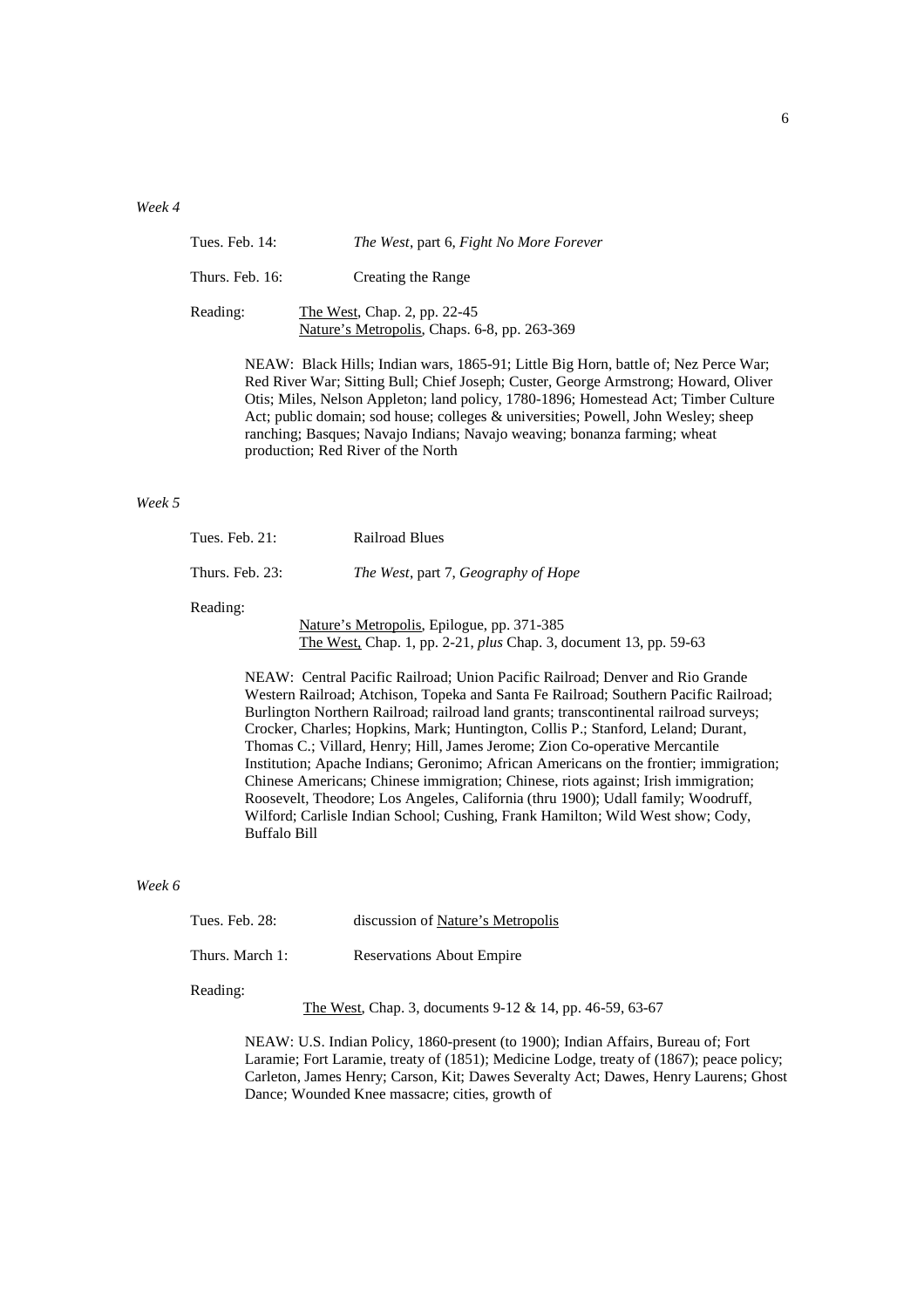*Week 4*

Tues. Feb. 14: *The West*, part 6, *Fight No More Forever*

Thurs. Feb. 16: Creating the Range

Reading: The West, Chap. 2, pp. 22-45
Nature's Metropolis, Chaps. 6-8, pp. 263-369

NEAW: Black Hills; Indian wars, 1865-91; Little Big Horn, battle of; Nez Perce War; Red River War; Sitting Bull; Chief Joseph; Custer, George Armstrong; Howard, Oliver Otis; Miles, Nelson Appleton; land policy, 1780-1896; Homestead Act; Timber Culture Act; public domain; sod house; colleges & universities; Powell, John Wesley; sheep ranching; Basques; Navajo Indians; Navajo weaving; bonanza farming; wheat production; Red River of the North

*Week 5*

Tues. Feb. 21: Railroad Blues

Thurs. Feb. 23: *The West*, part 7, *Geography of Hope*

Reading:

Nature's Metropolis, Epilogue, pp. 371-385
The West, Chap. 1, pp. 2-21, *plus* Chap. 3, document 13, pp. 59-63

NEAW: Central Pacific Railroad; Union Pacific Railroad; Denver and Rio Grande Western Railroad; Atchison, Topeka and Santa Fe Railroad; Southern Pacific Railroad; Burlington Northern Railroad; railroad land grants; transcontinental railroad surveys; Crocker, Charles; Hopkins, Mark; Huntington, Collis P.; Stanford, Leland; Durant, Thomas C.; Villard, Henry; Hill, James Jerome; Zion Co-operative Mercantile Institution; Apache Indians; Geronimo; African Americans on the frontier; immigration; Chinese Americans; Chinese immigration; Chinese, riots against; Irish immigration; Roosevelt, Theodore; Los Angeles, California (thru 1900); Udall family; Woodruff, Wilford; Carlisle Indian School; Cushing, Frank Hamilton; Wild West show; Cody, Buffalo Bill

*Week 6*

Tues. Feb. 28: discussion of Nature's Metropolis

Thurs. March 1: Reservations About Empire

Reading:

The West, Chap. 3, documents 9-12 & 14, pp. 46-59, 63-67

NEAW: U.S. Indian Policy, 1860-present (to 1900); Indian Affairs, Bureau of; Fort Laramie; Fort Laramie, treaty of (1851); Medicine Lodge, treaty of (1867); peace policy; Carleton, James Henry; Carson, Kit; Dawes Severalty Act; Dawes, Henry Laurens; Ghost Dance; Wounded Knee massacre; cities, growth of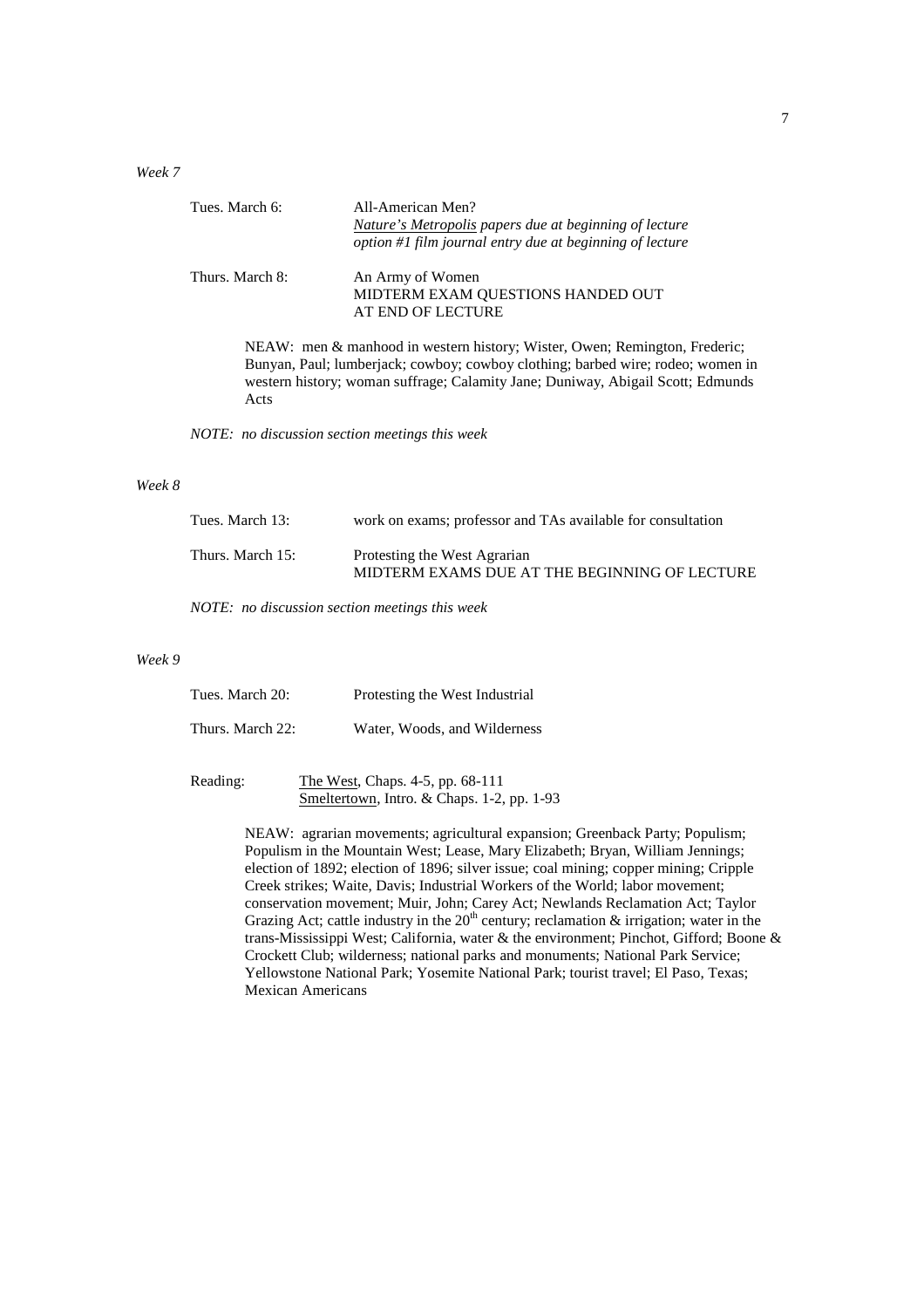*Week 7*

Tues. March 6: All-American Men?
*Nature's Metropolis papers due at beginning of lecture*
*option #1 film journal entry due at beginning of lecture*

Thurs. March 8: An Army of Women
MIDTERM EXAM QUESTIONS HANDED OUT
AT END OF LECTURE

NEAW: men & manhood in western history; Wister, Owen; Remington, Frederic; Bunyan, Paul; lumberjack; cowboy; cowboy clothing; barbed wire; rodeo; women in western history; woman suffrage; Calamity Jane; Duniway, Abigail Scott; Edmunds Acts

*NOTE: no discussion section meetings this week*

*Week 8*

Tues. March 13: work on exams; professor and TAs available for consultation

Thurs. March 15: Protesting the West Agrarian
MIDTERM EXAMS DUE AT THE BEGINNING OF LECTURE

*NOTE: no discussion section meetings this week*

*Week 9*

Tues. March 20: Protesting the West Industrial

Thurs. March 22: Water, Woods, and Wilderness

Reading: The West, Chaps. 4-5, pp. 68-111
Smeltertown, Intro. & Chaps. 1-2, pp. 1-93

NEAW: agrarian movements; agricultural expansion; Greenback Party; Populism; Populism in the Mountain West; Lease, Mary Elizabeth; Bryan, William Jennings; election of 1892; election of 1896; silver issue; coal mining; copper mining; Cripple Creek strikes; Waite, Davis; Industrial Workers of the World; labor movement; conservation movement; Muir, John; Carey Act; Newlands Reclamation Act; Taylor Grazing Act; cattle industry in the 20th century; reclamation & irrigation; water in the trans-Mississippi West; California, water & the environment; Pinchot, Gifford; Boone & Crockett Club; wilderness; national parks and monuments; National Park Service; Yellowstone National Park; Yosemite National Park; tourist travel; El Paso, Texas; Mexican Americans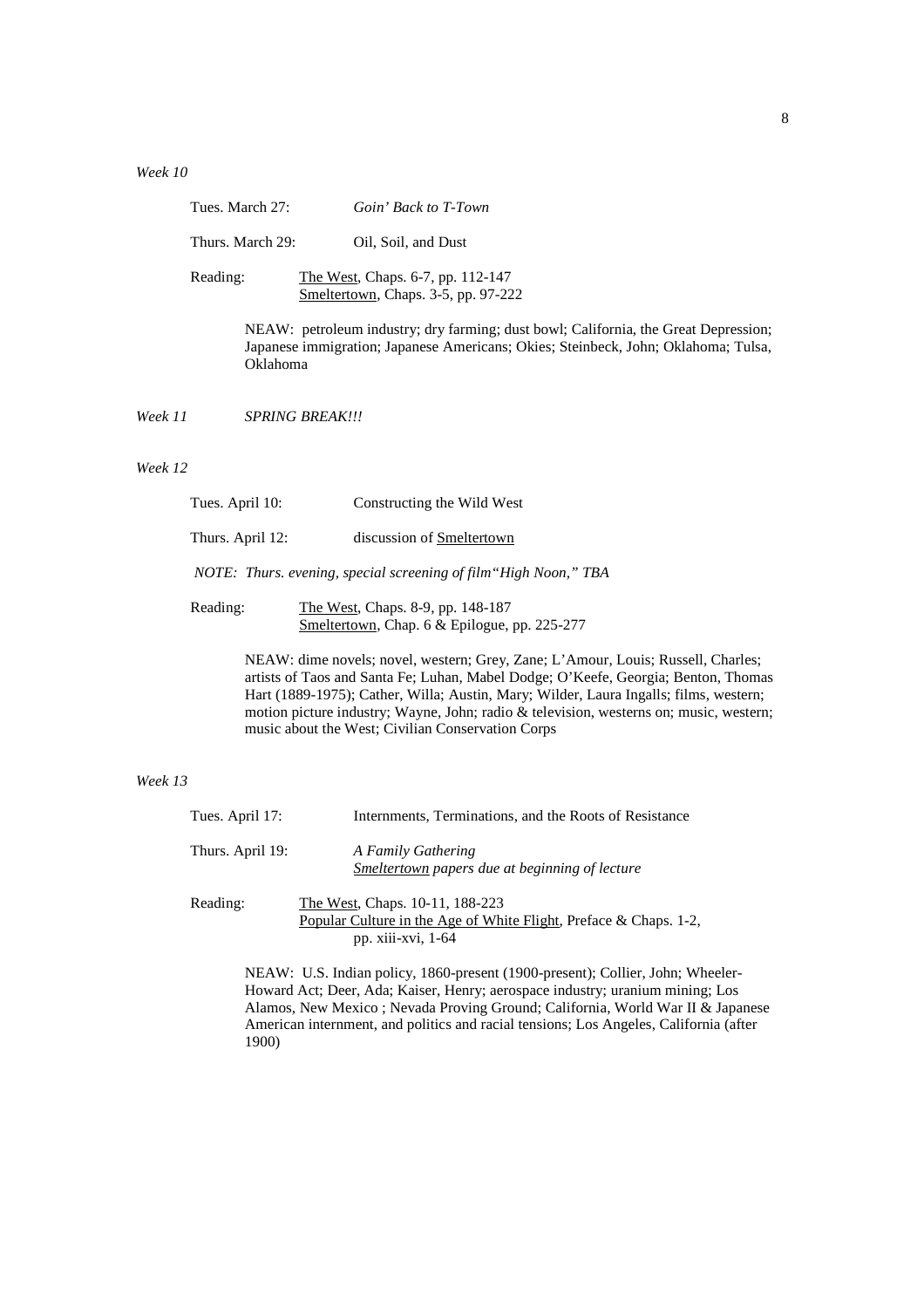*Week 10*

Tues. March 27: *Goin' Back to T-Town*

Thurs. March 29: Oil, Soil, and Dust

Reading: The West, Chaps. 6-7, pp. 112-147
Smeltertown, Chaps. 3-5, pp. 97-222

NEAW: petroleum industry; dry farming; dust bowl; California, the Great Depression; Japanese immigration; Japanese Americans; Okies; Steinbeck, John; Oklahoma; Tulsa, Oklahoma

*Week 11* *SPRING BREAK!!!*

*Week 12*

Tues. April 10: Constructing the Wild West

Thurs. April 12: discussion of Smeltertown

*NOTE: Thurs. evening, special screening of film "High Noon," TBA*

Reading: The West, Chaps. 8-9, pp. 148-187
Smeltertown, Chap. 6 & Epilogue, pp. 225-277

NEAW: dime novels; novel, western; Grey, Zane; L'Amour, Louis; Russell, Charles; artists of Taos and Santa Fe; Luhan, Mabel Dodge; O'Keefe, Georgia; Benton, Thomas Hart (1889-1975); Cather, Willa; Austin, Mary; Wilder, Laura Ingalls; films, western; motion picture industry; Wayne, John; radio & television, westerns on; music, western; music about the West; Civilian Conservation Corps

*Week 13*

Tues. April 17: Internments, Terminations, and the Roots of Resistance

Thurs. April 19: *A Family Gathering*
*Smeltertown papers due at beginning of lecture*

Reading: The West, Chaps. 10-11, 188-223
Popular Culture in the Age of White Flight, Preface & Chaps. 1-2, pp. xiii-xvi, 1-64

NEAW: U.S. Indian policy, 1860-present (1900-present); Collier, John; Wheeler-Howard Act; Deer, Ada; Kaiser, Henry; aerospace industry; uranium mining; Los Alamos, New Mexico ; Nevada Proving Ground; California, World War II & Japanese American internment, and politics and racial tensions; Los Angeles, California (after 1900)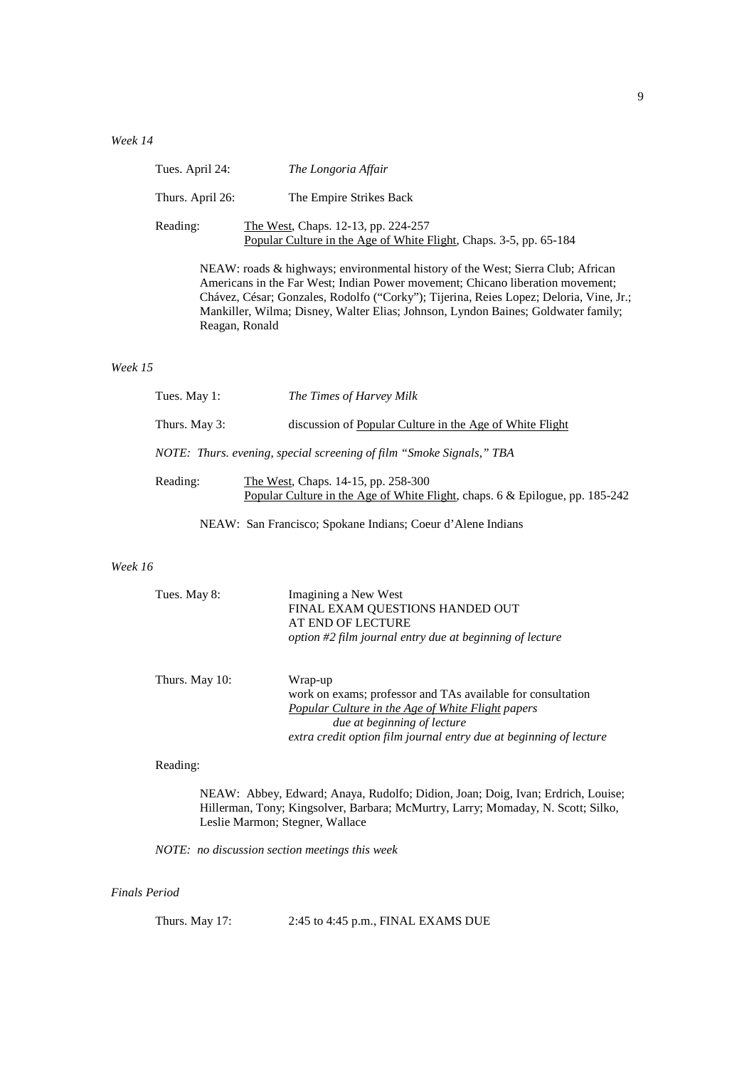*Week 14*

Tues. April 24: *The Longoria Affair*

Thurs. April 26: The Empire Strikes Back

Reading: The West, Chaps. 12-13, pp. 224-257
Popular Culture in the Age of White Flight, Chaps. 3-5, pp. 65-184

NEAW: roads & highways; environmental history of the West; Sierra Club; African Americans in the Far West; Indian Power movement; Chicano liberation movement; Chávez, César; Gonzales, Rodolfo ("Corky"); Tijerina, Reies Lopez; Deloria, Vine, Jr.; Mankiller, Wilma; Disney, Walter Elias; Johnson, Lyndon Baines; Goldwater family; Reagan, Ronald

*Week 15*

Tues. May 1: *The Times of Harvey Milk*

Thurs. May 3: discussion of Popular Culture in the Age of White Flight

*NOTE: Thurs. evening, special screening of film "Smoke Signals," TBA*

Reading: The West, Chaps. 14-15, pp. 258-300
Popular Culture in the Age of White Flight, chaps. 6 & Epilogue, pp. 185-242

NEAW: San Francisco; Spokane Indians; Coeur d'Alene Indians

*Week 16*

Tues. May 8: Imagining a New West
FINAL EXAM QUESTIONS HANDED OUT
AT END OF LECTURE
*option #2 film journal entry due at beginning of lecture*

Thurs. May 10: Wrap-up
work on exams; professor and TAs available for consultation
*Popular Culture in the Age of White Flight papers*
*due at beginning of lecture*
*extra credit option film journal entry due at beginning of lecture*

Reading:

NEAW: Abbey, Edward; Anaya, Rudolfo; Didion, Joan; Doig, Ivan; Erdrich, Louise; Hillerman, Tony; Kingsolver, Barbara; McMurtry, Larry; Momaday, N. Scott; Silko, Leslie Marmon; Stegner, Wallace

*NOTE: no discussion section meetings this week*

*Finals Period*

Thurs. May 17: 2:45 to 4:45 p.m., FINAL EXAMS DUE